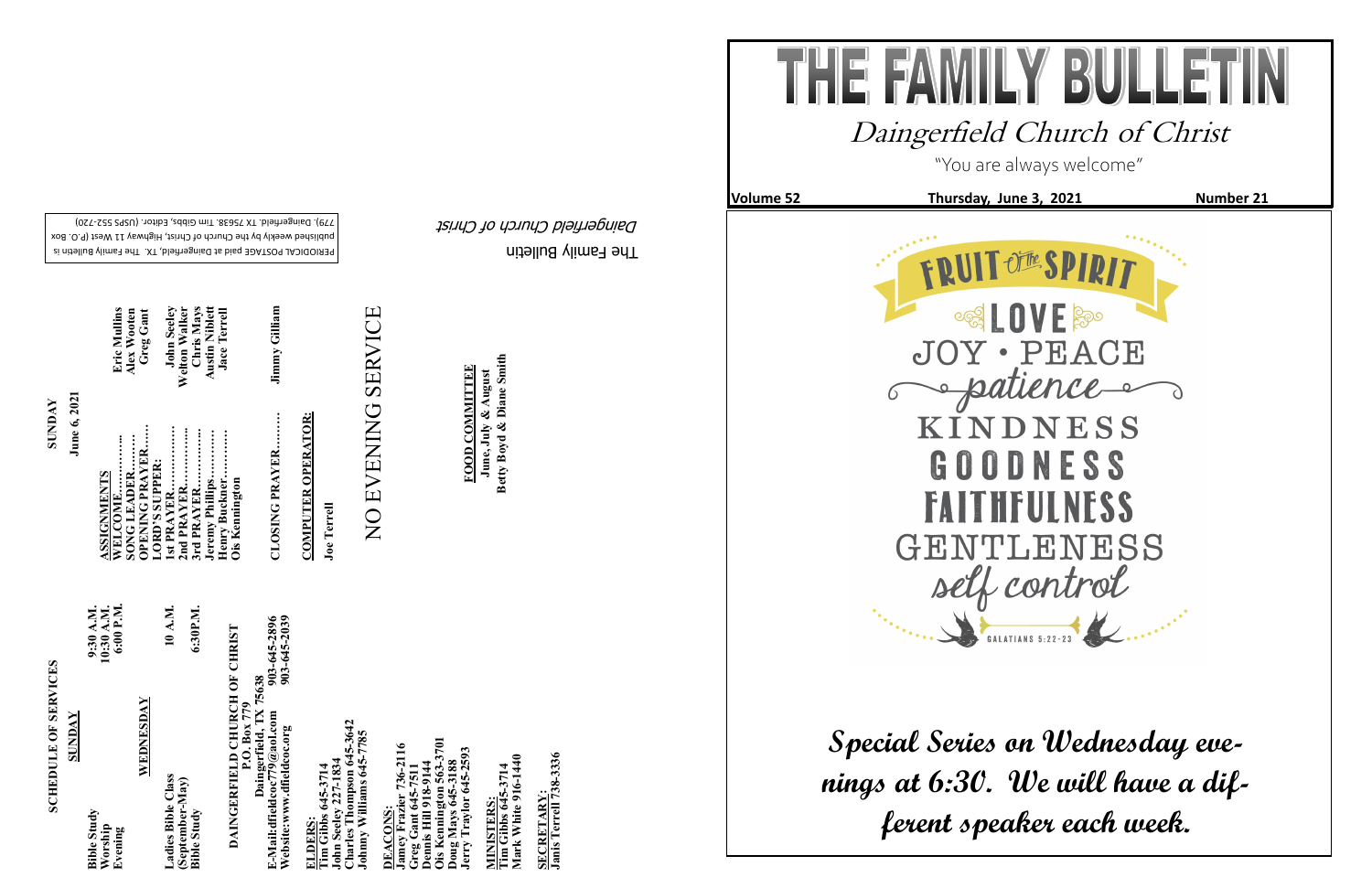# THE FAMILY BULLETIN

## Daingerfield Church of Christ

"You are always welcome"

**Volume 52** **Thursday, June 3, 2021** **Number 21**

FRUIT OF THE SPIRIT

LOVE

JOY • PEACE

patience

KINDNESS

GOODNESS

FAITHFULNESS

GENTLENESS

self control

GALATIANS 5:22-23

**Special Series on Wednesday evenings at 6:30. We will have a different speaker each week.**

---

**SCHEDULE OF SERVICES**

**SUNDAY**

| | |
|---|---|
| Bible Study | 9:30 A.M. |
| Worship | 10:30 A.M. |
| Evening | 6:00 P.M. |

**WEDNESDAY**

| | |
|---|---|
| Ladies Bible Class (September-May) | 10 A.M. |
| Bible Study | 6:30P.M. |

**DAINGERFIELD CHURCH OF CHRIST**
**P.O. Box 779**
**Daingerfield, TX 75638**

E-Mail:dfieldcoc779@aol.com 903-645-2896
Website:www.dfieldcoc.org 903-645-2039

**ELDERS:**
Tim Gibbs 645-3714
John Seeley 227-1834
Charles Thompson 645-3642
Johnny Williams 645-7785

**DEACONS:**
Jamey Frazier 736-2116
Greg Gant 645-7511
Dennis Hill 918-9144
Ois Kennington 563-3701
Doug Mays 645-3188
Jerry Traylor 645-2593

**MINISTERS:**
Tim Gibbs 645-3714
Mark White 916-1440

**SECRETARY:**
Janis Terrell 738-3336

**SUNDAY**
**June 6, 2021**

**ASSIGNMENTS**

| | |
|---|---|
| WELCOME……….. | Eric Mullins |
| SONG LEADER……… | Alex Wooten |
| OPENING PRAYER….. | Greg Gant |
| LORD'S SUPPER: | |
| 1st PRAYER…………. | John Seeley |
| 2nd PRAYER…………. | Welton Walker |
| 3rd PRAYER…………. | Chris Mays |
| Jeremy Phillips………. | Austin Niblett |
| Henry Buckner………. | Jace Terrell |
| Ois Kennington | |
| CLOSING PRAYER……… | Jimmy Gilliam |

**COMPUTER OPERATOR:**
Joe Terrell

NO EVENING SERVICE

**FOOD COMMITTEE**
**June, July & August**
**Betty Boyd & Diane Smith**

The Family Bulletin
*Daingerfield Church of Christ*

PERIODICAL POSTAGE paid at Daingerfield, TX. The Family Bulletin is published weekly by the Church of Christ, Highway 11 West (P.O. Box 779), Daingerfield, TX 75638. Tim Gibbs, Editor. (USPS 552-720)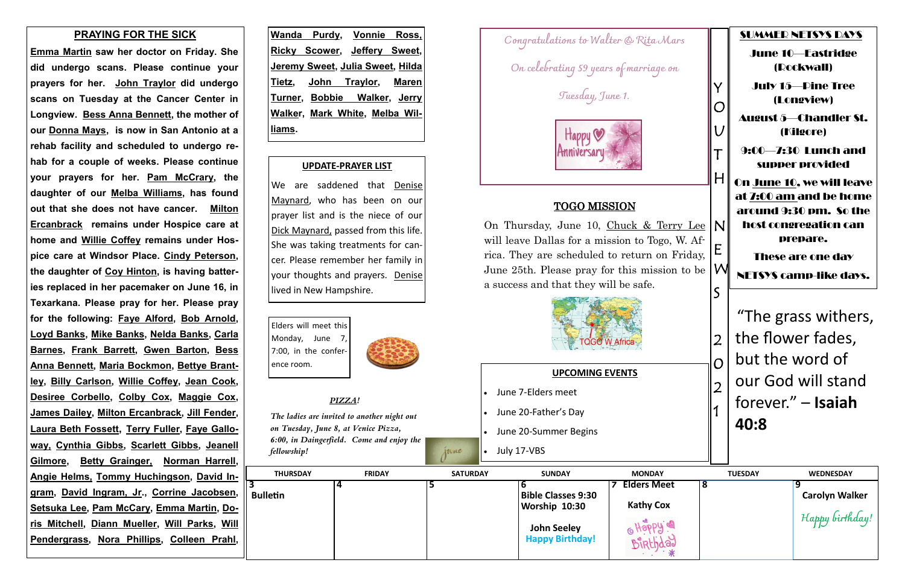## PRAYING FOR THE SICK

Emma Martin saw her doctor on Friday. She did undergo scans. Please continue your prayers for her. John Traylor did undergo scans on Tuesday at the Cancer Center in Longview. Bess Anna Bennett, the mother of our Donna Mays, is now in San Antonio at a rehab facility and scheduled to undergo rehab for a couple of weeks. Please continue your prayers for her. Pam McCrary, the daughter of our Melba Williams, has found out that she does not have cancer. Milton Ercanbrack remains under Hospice care at home and Willie Coffey remains under Hospice care at Windsor Place. Cindy Peterson, the daughter of Coy Hinton, is having batteries replaced in her pacemaker on June 16, in Texarkana. Please pray for her. Please pray for the following: Faye Alford, Bob Arnold, Loyd Banks, Mike Banks, Nelda Banks, Carla Barnes, Frank Barrett, Gwen Barton, Bess Anna Bennett, Maria Bockmon, Bettye Brantley, Billy Carlson, Willie Coffey, Jean Cook, Desiree Corbello, Colby Cox, Maggie Cox, James Dailey, Milton Ercanbrack, Jill Fender, Laura Beth Fossett, Terry Fuller, Faye Galloway, Cynthia Gibbs, Scarlett Gibbs, Jeanell Gilmore, Betty Grainger, Norman Harrell, Angie Helms, Tommy Huchingson, David Ingram, David Ingram, Jr., Corrine Jacobsen, Setsuka Lee, Pam McCary, Emma Martin, Doris Mitchell, Diann Mueller, Will Parks, Will Pendergrass, Nora Phillips, Colleen Prahl, Wanda Purdy, Vonnie Ross, Ricky Scower, Jeffery Sweet, Jeremy Sweet, Julia Sweet, Hilda Tietz, John Traylor, Maren Turner, Bobbie Walker, Jerry Walker, Mark White, Melba Williams.

## UPDATE-PRAYER LIST

We are saddened that Denise Maynard, who has been on our prayer list and is the niece of our Dick Maynard, passed from this life. She was taking treatments for cancer. Please remember her family in your thoughts and prayers. Denise lived in New Hampshire.

Elders will meet this Monday, June 7, 7:00, in the conference room.

*PIZZA!*

*The ladies are invited to another night out on Tuesday, June 8, at Venice Pizza, 6:00, in Daingerfield. Come and enjoy the fellowship!*

Congratulations to Walter & Rita Mars

On celebrating 59 years of marriage on Tuesday, June 1.

Happy Anniversary

## TOGO MISSION

On Thursday, June 10, Chuck & Terry Lee will leave Dallas for a mission to Togo, W. Africa. They are scheduled to return on Friday, June 25th. Please pray for this mission to be a success and that they will be safe.

TOGO W Africa

## UPCOMING EVENTS

- June 7-Elders meet
- June 20-Father's Day
- June 20-Summer Begins
- July 17-VBS

YOUTH NEWS 2021

## SUMMER NETSYS DAYS

June 10—Eastridge (Rockwall)

July 15—Pine Tree (Longview)

August 5—Chandler St. (Kilgore)

9:00—7:30 Lunch and supper provided

On June 10, we will leave at 7:00 am and be home around 9:30 pm. So the host congregation can prepare.

These are one day NETSYS camp-like days.

"The grass withers, the flower fades, but the word of our God will stand forever." – **Isaiah 40:8**

| THURSDAY | FRIDAY | SATURDAY | SUNDAY | MONDAY | TUESDAY | WEDNESDAY |
|---|---|---|---|---|---|---|
| 3 Bulletin | 4 | 5 | 6 Bible Classes 9:30 Worship 10:30 John Seeley Happy Birthday! | 7 Elders Meet Kathy Cox Happy Birthday | 8 | 9 Carolyn Walker Happy birthday! |